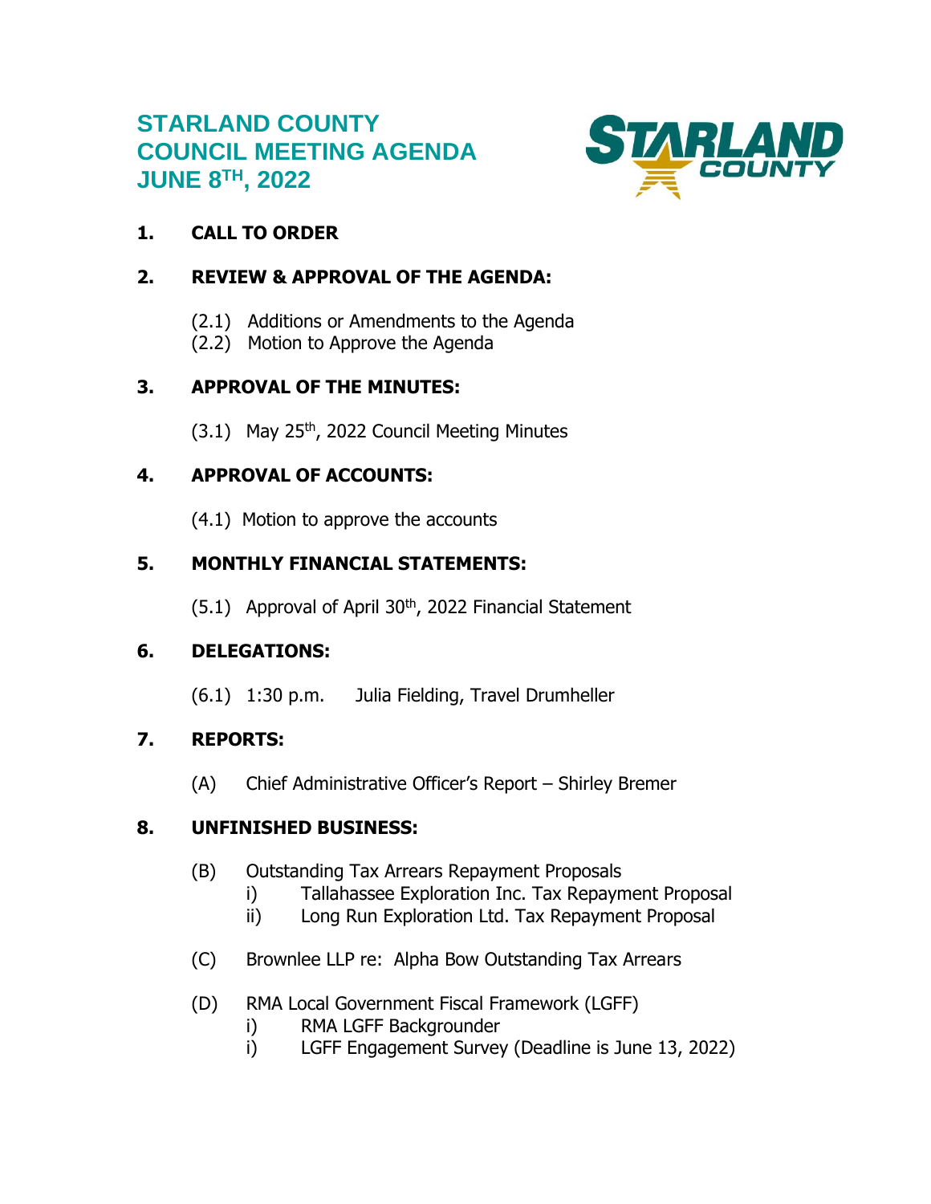# STARLAND COUNTY
# COUNCIL MEETING AGENDA
# JUNE 8TH, 2022

**1. CALL TO ORDER**

**2. REVIEW & APPROVAL OF THE AGENDA:**

(2.1) Additions or Amendments to the Agenda
(2.2) Motion to Approve the Agenda

**3. APPROVAL OF THE MINUTES:**

(3.1) May 25th, 2022 Council Meeting Minutes

**4. APPROVAL OF ACCOUNTS:**

(4.1) Motion to approve the accounts

**5. MONTHLY FINANCIAL STATEMENTS:**

(5.1) Approval of April 30th, 2022 Financial Statement

**6. DELEGATIONS:**

(6.1) 1:30 p.m. Julia Fielding, Travel Drumheller

**7. REPORTS:**

(A) Chief Administrative Officer's Report – Shirley Bremer

**8. UNFINISHED BUSINESS:**

(B) Outstanding Tax Arrears Repayment Proposals
- i) Tallahassee Exploration Inc. Tax Repayment Proposal
- ii) Long Run Exploration Ltd. Tax Repayment Proposal

(C) Brownlee LLP re: Alpha Bow Outstanding Tax Arrears

(D) RMA Local Government Fiscal Framework (LGFF)
- i) RMA LGFF Backgrounder
- i) LGFF Engagement Survey (Deadline is June 13, 2022)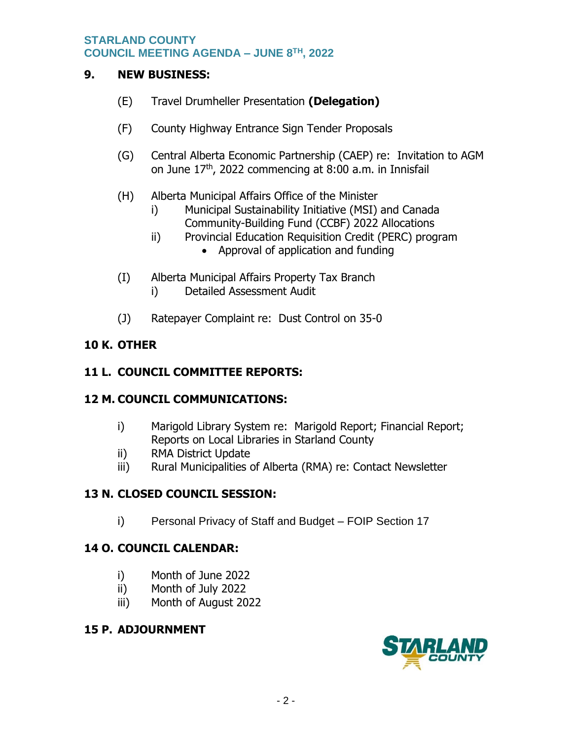## 9. NEW BUSINESS:

(E) Travel Drumheller Presentation **(Delegation)**

(F) County Highway Entrance Sign Tender Proposals

(G) Central Alberta Economic Partnership (CAEP) re: Invitation to AGM on June 17th, 2022 commencing at 8:00 a.m. in Innisfail

(H) Alberta Municipal Affairs Office of the Minister
- i) Municipal Sustainability Initiative (MSI) and Canada Community-Building Fund (CCBF) 2022 Allocations
- ii) Provincial Education Requisition Credit (PERC) program
  - Approval of application and funding

(I) Alberta Municipal Affairs Property Tax Branch
- i) Detailed Assessment Audit

(J) Ratepayer Complaint re: Dust Control on 35-0

## 10 K. OTHER

## 11 L. COUNCIL COMMITTEE REPORTS:

## 12 M. COUNCIL COMMUNICATIONS:

- i) Marigold Library System re: Marigold Report; Financial Report; Reports on Local Libraries in Starland County
- ii) RMA District Update
- iii) Rural Municipalities of Alberta (RMA) re: Contact Newsletter

## 13 N. CLOSED COUNCIL SESSION:

- i) Personal Privacy of Staff and Budget – FOIP Section 17

## 14 O. COUNCIL CALENDAR:

- i) Month of June 2022
- ii) Month of July 2022
- iii) Month of August 2022

## 15 P. ADJOURNMENT